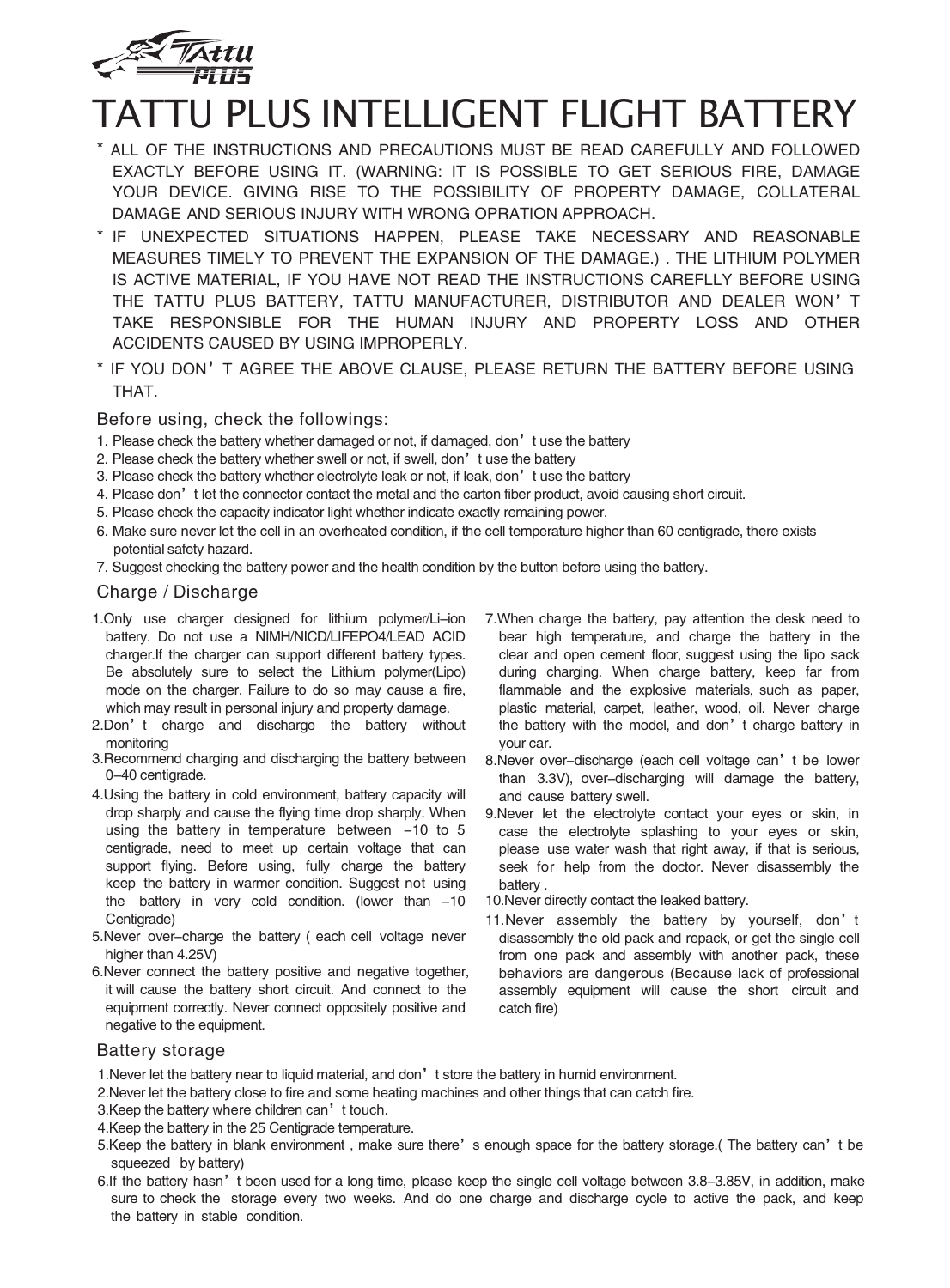# TATTU PLUS INTELLIGENT FLIGHT BATTERY

\* ALL OF THE INSTRUCTIONS AND PRECAUTIONS MUST BE READ CAREFULLY AND FOLLOWED EXACTLY BEFORE USING IT. (WARNING: IT IS POSSIBLE TO GET SERIOUS FIRE, DAMAGE YOUR DEVICE. GIVING RISE TO THE POSSIBILITY OF PROPERTY DAMAGE, COLLATERAL DAMAGE AND SERIOUS INJURY WITH WRONG OPRATION APPROACH.

\* IF UNEXPECTED SITUATIONS HAPPEN, PLEASE TAKE NECESSARY AND REASONABLE MEASURES TIMELY TO PREVENT THE EXPANSION OF THE DAMAGE.) . THE LITHIUM POLYMER IS ACTIVE MATERIAL, IF YOU HAVE NOT READ THE INSTRUCTIONS CAREFLLY BEFORE USING THE TATTU PLUS BATTERY, TATTU MANUFACTURER, DISTRIBUTOR AND DEALER WON'T TAKE RESPONSIBLE FOR THE HUMAN INJURY AND PROPERTY LOSS AND OTHER ACCIDENTS CAUSED BY USING IMPROPERLY.

\* IF YOU DON'T AGREE THE ABOVE CLAUSE, PLEASE RETURN THE BATTERY BEFORE USING THAT.

## Before using, check the followings:

1. Please check the battery whether damaged or not, if damaged, don't use the battery
2. Please check the battery whether swell or not, if swell, don't use the battery
3. Please check the battery whether electrolyte leak or not, if leak, don't use the battery
4. Please don't let the connector contact the metal and the carton fiber product, avoid causing short circuit.
5. Please check the capacity indicator light whether indicate exactly remaining power.
6. Make sure never let the cell in an overheated condition, if the cell temperature higher than 60 centigrade, there exists potential safety hazard.
7. Suggest checking the battery power and the health condition by the button before using the battery.

## Charge / Discharge

1. Only use charger designed for lithium polymer/Li–ion battery. Do not use a NIMH/NICD/LIFEPO4/LEAD ACID charger.If the charger can support different battery types. Be absolutely sure to select the Lithium polymer(Lipo) mode on the charger. Failure to do so may cause a fire, which may result in personal injury and property damage.
2. Don't charge and discharge the battery without monitoring
3. Recommend charging and discharging the battery between 0–40 centigrade.
4. Using the battery in cold environment, battery capacity will drop sharply and cause the flying time drop sharply. When using the battery in temperature between –10 to 5 centigrade, need to meet up certain voltage that can support flying. Before using, fully charge the battery keep the battery in warmer condition. Suggest not using the battery in very cold condition. (lower than –10 Centigrade)
5. Never over–charge the battery ( each cell voltage never higher than 4.25V)
6. Never connect the battery positive and negative together, it will cause the battery short circuit. And connect to the equipment correctly. Never connect oppositely positive and negative to the equipment.
7. When charge the battery, pay attention the desk need to bear high temperature, and charge the battery in the clear and open cement floor, suggest using the lipo sack during charging. When charge battery, keep far from flammable and the explosive materials, such as paper, plastic material, carpet, leather, wood, oil. Never charge the battery with the model, and don't charge battery in your car.
8. Never over–discharge (each cell voltage can't be lower than 3.3V), over–discharging will damage the battery, and cause battery swell.
9. Never let the electrolyte contact your eyes or skin, in case the electrolyte splashing to your eyes or skin, please use water wash that right away, if that is serious, seek for help from the doctor. Never disassembly the battery .
10. Never directly contact the leaked battery.
11. Never assembly the battery by yourself, don't disassembly the old pack and repack, or get the single cell from one pack and assembly with another pack, these behaviors are dangerous (Because lack of professional assembly equipment will cause the short circuit and catch fire)

## Battery storage

1. Never let the battery near to liquid material, and don't store the battery in humid environment.
2. Never let the battery close to fire and some heating machines and other things that can catch fire.
3. Keep the battery where children can't touch.
4. Keep the battery in the 25 Centigrade temperature.
5. Keep the battery in blank environment , make sure there's enough space for the battery storage.( The battery can't be squeezed by battery)
6. If the battery hasn't been used for a long time, please keep the single cell voltage between 3.8–3.85V, in addition, make sure to check the storage every two weeks. And do one charge and discharge cycle to active the pack, and keep the battery in stable condition.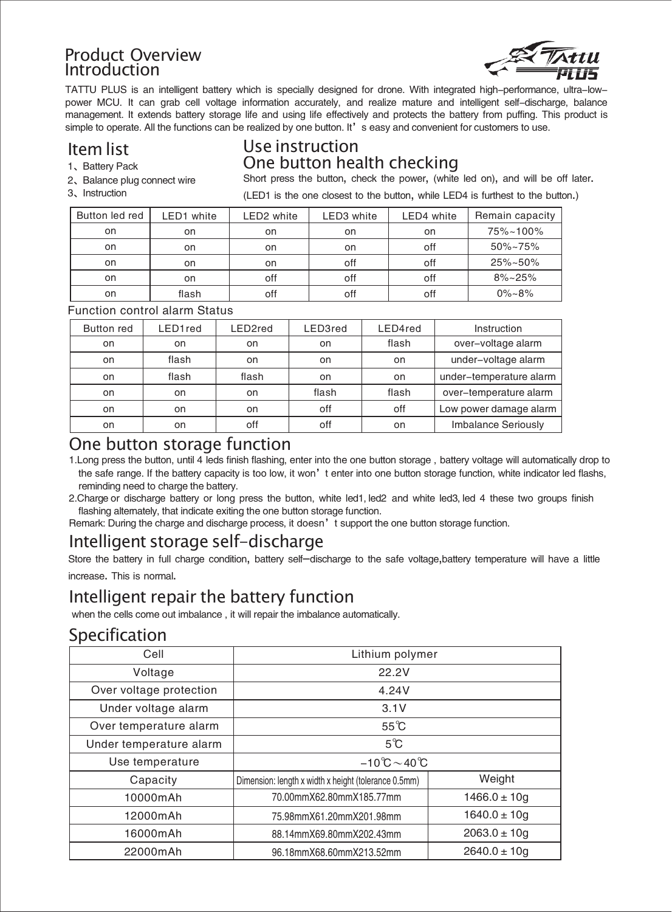# Product Overview
# Introduction

TATTU PLUS is an intelligent battery which is specially designed for drone. With integrated high-performance, ultra-low-power MCU. It can grab cell voltage information accurately, and realize mature and intelligent self-discharge, balance management. It extends battery storage life and using life effectively and protects the battery from puffing. This product is simple to operate. All the functions can be realized by one button. It’s easy and convenient for customers to use.

## Item list

1、Battery Pack
2、Balance plug connect wire
3、Instruction

## Use instruction
## One button health checking

Short press the button, check the power, (white led on), and will be off later.
(LED1 is the one closest to the button, while LED4 is furthest to the button.)

| Button led red | LED1 white | LED2 white | LED3 white | LED4 white | Remain capacity |
|---|---|---|---|---|---|
| on | on | on | on | on | 75%~100% |
| on | on | on | on | off | 50%~75% |
| on | on | on | off | off | 25%~50% |
| on | on | off | off | off | 8%~25% |
| on | flash | off | off | off | 0%~8% |

Function control alarm Status

| Button red | LED1red | LED2red | LED3red | LED4red | Instruction |
|---|---|---|---|---|---|
| on | on | on | on | flash | over-voltage alarm |
| on | flash | on | on | on | under-voltage alarm |
| on | flash | flash | on | on | under-temperature alarm |
| on | on | on | flash | flash | over-temperature alarm |
| on | on | on | off | off | Low power damage alarm |
| on | on | off | off | on | Imbalance Seriously |

## One button storage function

1.Long press the button, until 4 leds finish flashing, enter into the one button storage , battery voltage will automatically drop to the safe range. If the battery capacity is too low, it won’t enter into one button storage function, white indicator led flashs, reminding need to charge the battery.
2.Charge or discharge battery or long press the button, white led1, led2 and white led3, led 4 these two groups finish flashing alternately, that indicate exiting the one button storage function.
Remark: During the charge and discharge process, it doesn’t support the one button storage function.

## Intelligent storage self-discharge

Store the battery in full charge condition, battery self—discharge to the safe voltage,battery temperature will have a little increase. This is normal.

## Intelligent repair the battery function

when the cells come out imbalance , it will repair the imbalance automatically.

## Specification

| Cell | Lithium polymer | |
|---|---|---|
| Voltage | 22.2V | |
| Over voltage protection | 4.24V | |
| Under voltage alarm | 3.1V | |
| Over temperature alarm | 55℃ | |
| Under temperature alarm | 5℃ | |
| Use temperature | -10℃～40℃ | |
| Capacity | Dimension: length x width x height (tolerance 0.5mm) | Weight |
| 10000mAh | 70.00mmX62.80mmX185.77mm | 1466.0 ± 10g |
| 12000mAh | 75.98mmX61.20mmX201.98mm | 1640.0 ± 10g |
| 16000mAh | 88.14mmX69.80mmX202.43mm | 2063.0 ± 10g |
| 22000mAh | 96.18mmX68.60mmX213.52mm | 2640.0 ± 10g |